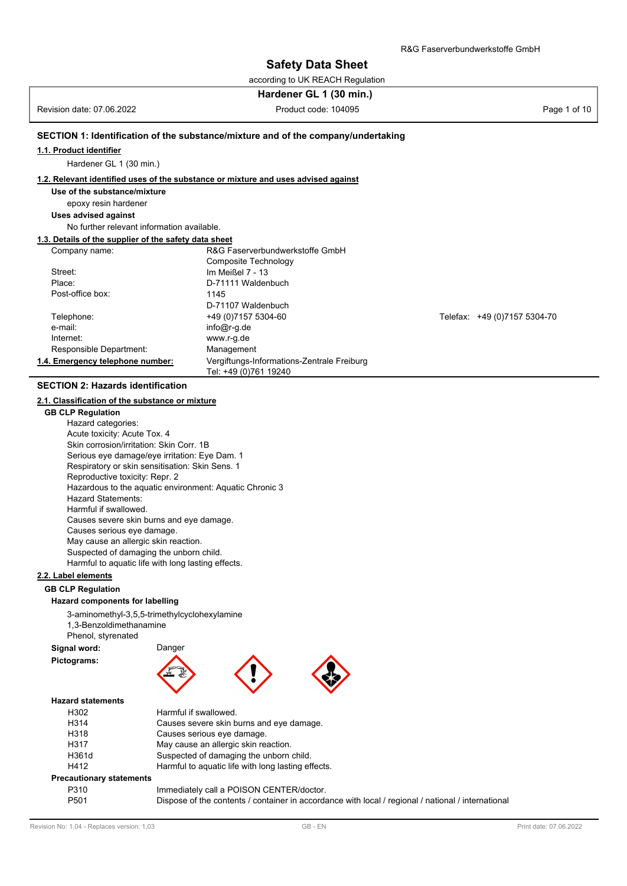# Safety Data Sheet

according to UK REACH Regulation

**Hardener GL 1 (30 min.)**

Revision date: 07.06.2022 | Product code: 104095

## SECTION 1: Identification of the substance/mixture and of the company/undertaking

### 1.1. Product identifier

Hardener GL 1 (30 min.)

### 1.2. Relevant identified uses of the substance or mixture and uses advised against

**Use of the substance/mixture**

epoxy resin hardener

**Uses advised against**

No further relevant information available.

### 1.3. Details of the supplier of the safety data sheet

| | |
|---|---|
| Company name: | R&G Faserverbundwerkstoffe GmbH<br>Composite Technology |
| Street: | Im Meißel 7 - 13 |
| Place: | D-71111 Waldenbuch |
| Post-office box: | 1145<br>D-71107 Waldenbuch |
| Telephone: | +49 (0)7157 5304-60 |
| Telefax: | +49 (0)7157 5304-70 |
| e-mail: | info@r-g.de |
| Internet: | www.r-g.de |
| Responsible Department: | Management |

### 1.4. Emergency telephone number:

Vergiftungs-Informations-Zentrale Freiburg
Tel: +49 (0)761 19240

## SECTION 2: Hazards identification

### 2.1. Classification of the substance or mixture

**GB CLP Regulation**

Hazard categories:
Acute toxicity: Acute Tox. 4
Skin corrosion/irritation: Skin Corr. 1B
Serious eye damage/eye irritation: Eye Dam. 1
Respiratory or skin sensitisation: Skin Sens. 1
Reproductive toxicity: Repr. 2
Hazardous to the aquatic environment: Aquatic Chronic 3
Hazard Statements:
Harmful if swallowed.
Causes severe skin burns and eye damage.
Causes serious eye damage.
May cause an allergic skin reaction.
Suspected of damaging the unborn child.
Harmful to aquatic life with long lasting effects.

### 2.2. Label elements

**GB CLP Regulation**

**Hazard components for labelling**

3-aminomethyl-3,5,5-trimethylcyclohexylamine
1,3-Benzoldimethanamine
Phenol, styrenated

**Signal word:** Danger

**Pictograms:**

**Hazard statements**

| | |
|---|---|
| H302 | Harmful if swallowed. |
| H314 | Causes severe skin burns and eye damage. |
| H318 | Causes serious eye damage. |
| H317 | May cause an allergic skin reaction. |
| H361d | Suspected of damaging the unborn child. |
| H412 | Harmful to aquatic life with long lasting effects. |

**Precautionary statements**

| | |
|---|---|
| P310 | Immediately call a POISON CENTER/doctor. |
| P501 | Dispose of the contents / container in accordance with local / regional / national / international |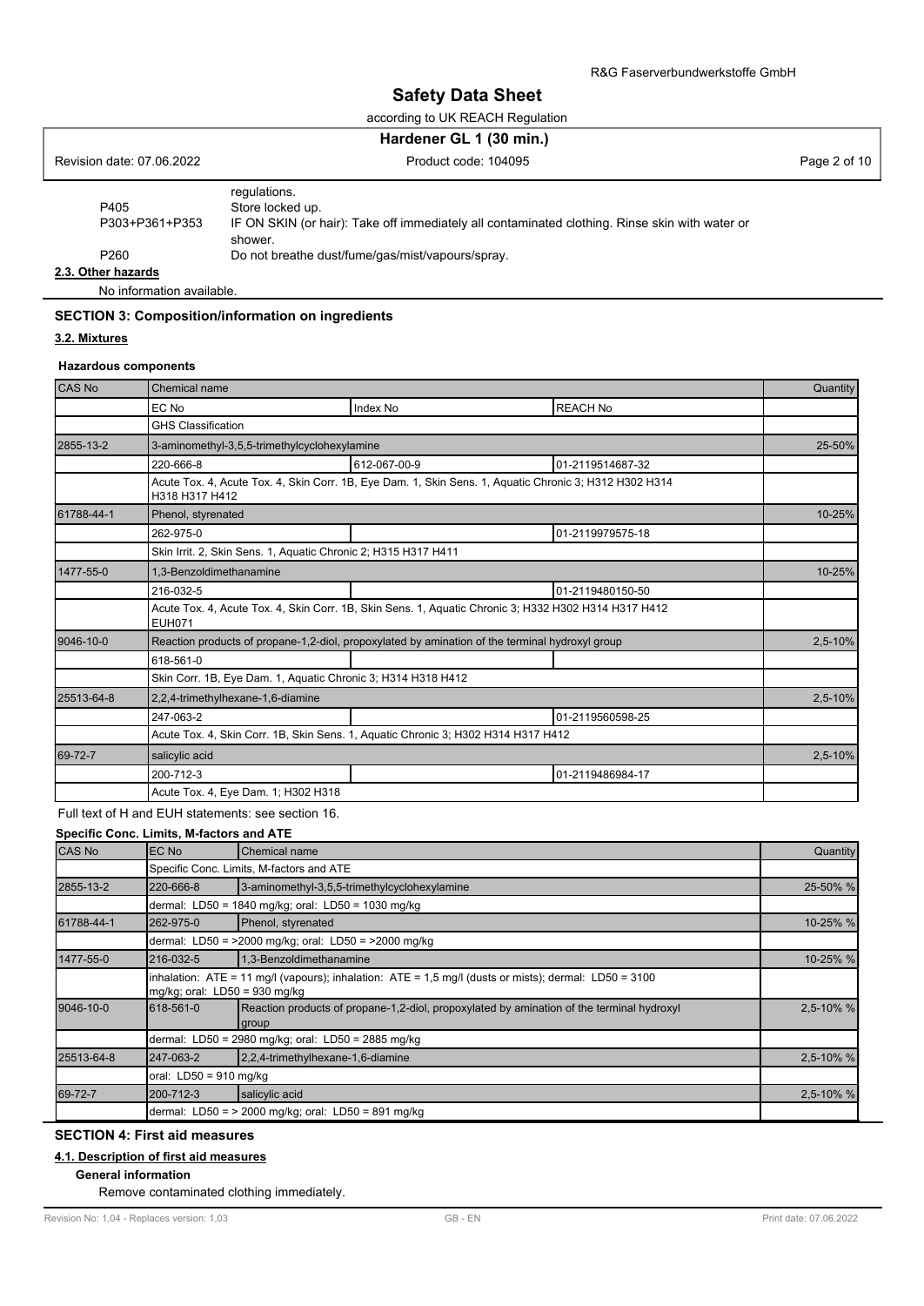| | |
|---|---|
| | regulations. |
| P405 | Store locked up. |
| P303+P361+P353 | IF ON SKIN (or hair): Take off immediately all contaminated clothing. Rinse skin with water or shower. |
| P260 | Do not breathe dust/fume/gas/mist/vapours/spray. |

**2.3. Other hazards**

No information available.

## SECTION 3: Composition/information on ingredients

**3.2. Mixtures**

**Hazardous components**

| CAS No | Chemical name | | | Quantity |
|---|---|---|---|---|
| | EC No | Index No | REACH No | |
| | GHS Classification | | | |
| 2855-13-2 | 3-aminomethyl-3,5,5-trimethylcyclohexylamine | | | 25-50% |
| | 220-666-8 | 612-067-00-9 | 01-2119514687-32 | |
| | Acute Tox. 4, Acute Tox. 4, Skin Corr. 1B, Eye Dam. 1, Skin Sens. 1, Aquatic Chronic 3; H312 H302 H314 H318 H317 H412 | | | |
| 61788-44-1 | Phenol, styrenated | | | 10-25% |
| | 262-975-0 | | 01-2119979575-18 | |
| | Skin Irrit. 2, Skin Sens. 1, Aquatic Chronic 2; H315 H317 H411 | | | |
| 1477-55-0 | 1,3-Benzoldimethanamine | | | 10-25% |
| | 216-032-5 | | 01-2119480150-50 | |
| | Acute Tox. 4, Acute Tox. 4, Skin Corr. 1B, Skin Sens. 1, Aquatic Chronic 3; H332 H302 H314 H317 H412 EUH071 | | | |
| 9046-10-0 | Reaction products of propane-1,2-diol, propoxylated by amination of the terminal hydroxyl group | | | 2,5-10% |
| | 618-561-0 | | | |
| | Skin Corr. 1B, Eye Dam. 1, Aquatic Chronic 3; H314 H318 H412 | | | |
| 25513-64-8 | 2,2,4-trimethylhexane-1,6-diamine | | | 2,5-10% |
| | 247-063-2 | | 01-2119560598-25 | |
| | Acute Tox. 4, Skin Corr. 1B, Skin Sens. 1, Aquatic Chronic 3; H302 H314 H317 H412 | | | |
| 69-72-7 | salicylic acid | | | 2,5-10% |
| | 200-712-3 | | 01-2119486984-17 | |
| | Acute Tox. 4, Eye Dam. 1; H302 H318 | | | |

Full text of H and EUH statements: see section 16.

**Specific Conc. Limits, M-factors and ATE**

| CAS No | EC No | Chemical name | Quantity |
|---|---|---|---|
| | Specific Conc. Limits, M-factors and ATE | | |
| 2855-13-2 | 220-666-8 | 3-aminomethyl-3,5,5-trimethylcyclohexylamine | 25-50 % |
| | dermal: LD50 = 1840 mg/kg; oral: LD50 = 1030 mg/kg | | |
| 61788-44-1 | 262-975-0 | Phenol, styrenated | 10-25 % |
| | dermal: LD50 = >2000 mg/kg; oral: LD50 = >2000 mg/kg | | |
| 1477-55-0 | 216-032-5 | 1,3-Benzoldimethanamine | 10-25 % |
| | inhalation: ATE = 11 mg/l (vapours); inhalation: ATE = 1,5 mg/l (dusts or mists); dermal: LD50 = 3100 mg/kg; oral: LD50 = 930 mg/kg | | |
| 9046-10-0 | 618-561-0 | Reaction products of propane-1,2-diol, propoxylated by amination of the terminal hydroxyl group | 2,5-10 % |
| | dermal: LD50 = 2980 mg/kg; oral: LD50 = 2885 mg/kg | | |
| 25513-64-8 | 247-063-2 | 2,2,4-trimethylhexane-1,6-diamine | 2,5-10 % |
| | oral: LD50 = 910 mg/kg | | |
| 69-72-7 | 200-712-3 | salicylic acid | 2,5-10 % |
| | dermal: LD50 = > 2000 mg/kg; oral: LD50 = 891 mg/kg | | |

## SECTION 4: First aid measures

**4.1. Description of first aid measures**

**General information**

Remove contaminated clothing immediately.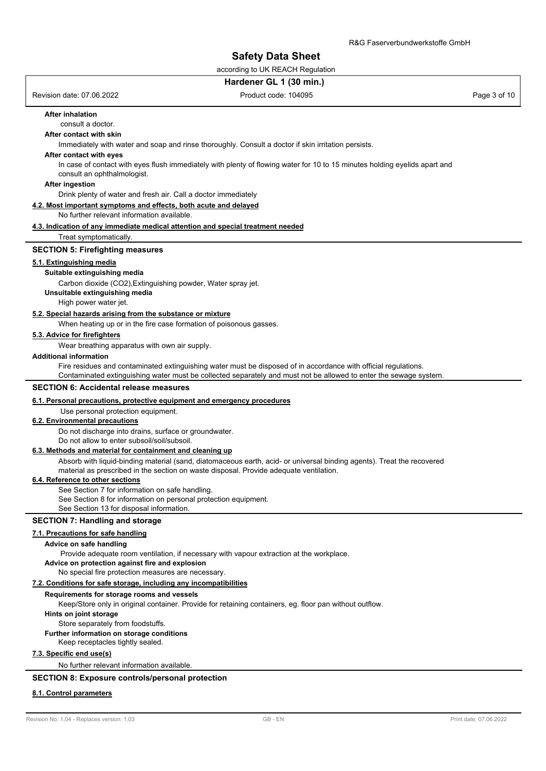**After inhalation**

consult a doctor.

**After contact with skin**

Immediately with water and soap and rinse thoroughly. Consult a doctor if skin irritation persists.

**After contact with eyes**

In case of contact with eyes flush immediately with plenty of flowing water for 10 to 15 minutes holding eyelids apart and consult an ophthalmologist.

**After ingestion**

Drink plenty of water and fresh air. Call a doctor immediately

**4.2. Most important symptoms and effects, both acute and delayed**

No further relevant information available.

**4.3. Indication of any immediate medical attention and special treatment needed**

Treat symptomatically.

## SECTION 5: Firefighting measures

**5.1. Extinguishing media**

**Suitable extinguishing media**

Carbon dioxide ($CO_2$),Extinguishing powder, Water spray jet.

**Unsuitable extinguishing media**

High power water jet.

**5.2. Special hazards arising from the substance or mixture**

When heating up or in the fire case formation of poisonous gasses.

**5.3. Advice for firefighters**

Wear breathing apparatus with own air supply.

**Additional information**

Fire residues and contaminated extinguishing water must be disposed of in accordance with official regulations.
Contaminated extinguishing water must be collected separately and must not be allowed to enter the sewage system.

## SECTION 6: Accidental release measures

**6.1. Personal precautions, protective equipment and emergency procedures**

Use personal protection equipment.

**6.2. Environmental precautions**

Do not discharge into drains, surface or groundwater.
Do not allow to enter subsoil/soil/subsoil.

**6.3. Methods and material for containment and cleaning up**

Absorb with liquid-binding material (sand, diatomaceous earth, acid- or universal binding agents). Treat the recovered material as prescribed in the section on waste disposal. Provide adequate ventilation.

**6.4. Reference to other sections**

See Section 7 for information on safe handling.
See Section 8 for information on personal protection equipment.
See Section 13 for disposal information.

## SECTION 7: Handling and storage

**7.1. Precautions for safe handling**

**Advice on safe handling**

Provide adequate room ventilation, if necessary with vapour extraction at the workplace.

**Advice on protection against fire and explosion**

No special fire protection measures are necessary.

**7.2. Conditions for safe storage, including any incompatibilities**

**Requirements for storage rooms and vessels**

Keep/Store only in original container. Provide for retaining containers, eg. floor pan without outflow.

**Hints on joint storage**

Store separately from foodstuffs.

**Further information on storage conditions**

Keep receptacles tightly sealed.

**7.3. Specific end use(s)**

No further relevant information available.

## SECTION 8: Exposure controls/personal protection

**8.1. Control parameters**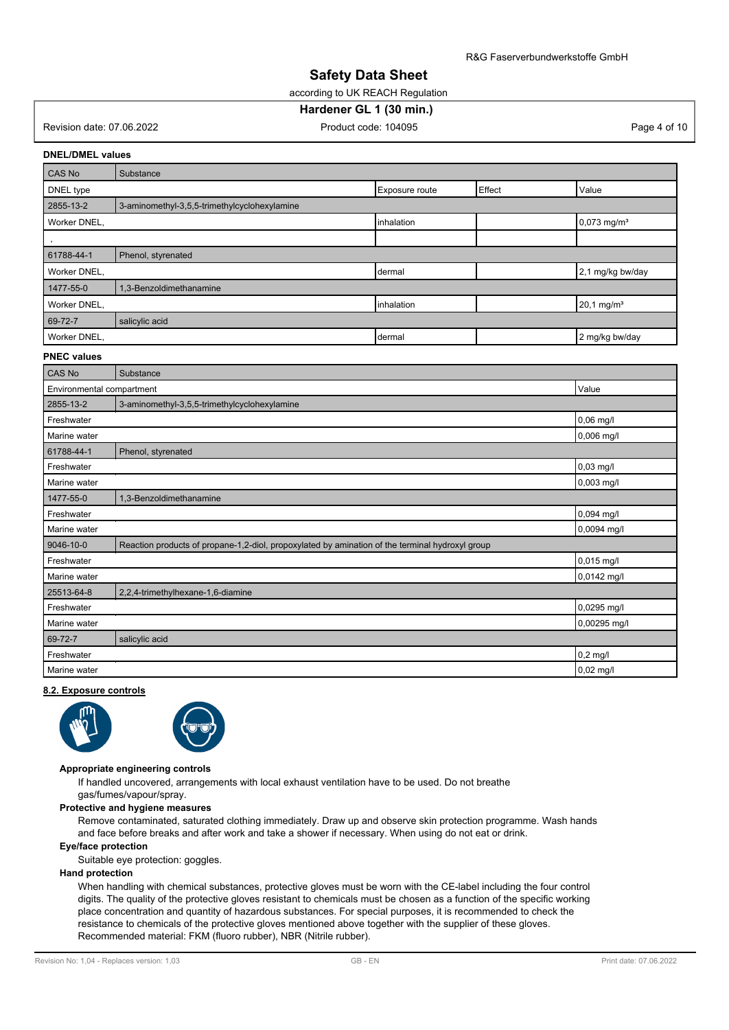**DNEL/DMEL values**

| CAS No | Substance | | | |
|---|---|---|---|---|
| DNEL type | | Exposure route | Effect | Value |
| 2855-13-2 | 3-aminomethyl-3,5,5-trimethylcyclohexylamine | | | |
| Worker DNEL, | | inhalation | | 0,073 mg/m³ |
| , | | | | |
| 61788-44-1 | Phenol, styrenated | | | |
| Worker DNEL, | | dermal | | 2,1 mg/kg bw/day |
| 1477-55-0 | 1,3-Benzoldimethanamine | | | |
| Worker DNEL, | | inhalation | | 20,1 mg/m³ |
| 69-72-7 | salicylic acid | | | |
| Worker DNEL, | | dermal | | 2 mg/kg bw/day |

**PNEC values**

| CAS No | Substance | |
|---|---|---|
| Environmental compartment | | Value |
| 2855-13-2 | 3-aminomethyl-3,5,5-trimethylcyclohexylamine | |
| Freshwater | | 0,06 mg/l |
| Marine water | | 0,006 mg/l |
| 61788-44-1 | Phenol, styrenated | |
| Freshwater | | 0,03 mg/l |
| Marine water | | 0,003 mg/l |
| 1477-55-0 | 1,3-Benzoldimethanamine | |
| Freshwater | | 0,094 mg/l |
| Marine water | | 0,0094 mg/l |
| 9046-10-0 | Reaction products of propane-1,2-diol, propoxylated by amination of the terminal hydroxyl group | |
| Freshwater | | 0,015 mg/l |
| Marine water | | 0,0142 mg/l |
| 25513-64-8 | 2,2,4-trimethylhexane-1,6-diamine | |
| Freshwater | | 0,0295 mg/l |
| Marine water | | 0,00295 mg/l |
| 69-72-7 | salicylic acid | |
| Freshwater | | 0,2 mg/l |
| Marine water | | 0,02 mg/l |

**8.2. Exposure controls**

**Appropriate engineering controls**

If handled uncovered, arrangements with local exhaust ventilation have to be used. Do not breathe gas/fumes/vapour/spray.

**Protective and hygiene measures**

Remove contaminated, saturated clothing immediately. Draw up and observe skin protection programme. Wash hands and face before breaks and after work and take a shower if necessary. When using do not eat or drink.

**Eye/face protection**

Suitable eye protection: goggles.

**Hand protection**

When handling with chemical substances, protective gloves must be worn with the CE-label including the four control digits. The quality of the protective gloves resistant to chemicals must be chosen as a function of the specific working place concentration and quantity of hazardous substances. For special purposes, it is recommended to check the resistance to chemicals of the protective gloves mentioned above together with the supplier of these gloves.
Recommended material: FKM (fluoro rubber), NBR (Nitrile rubber).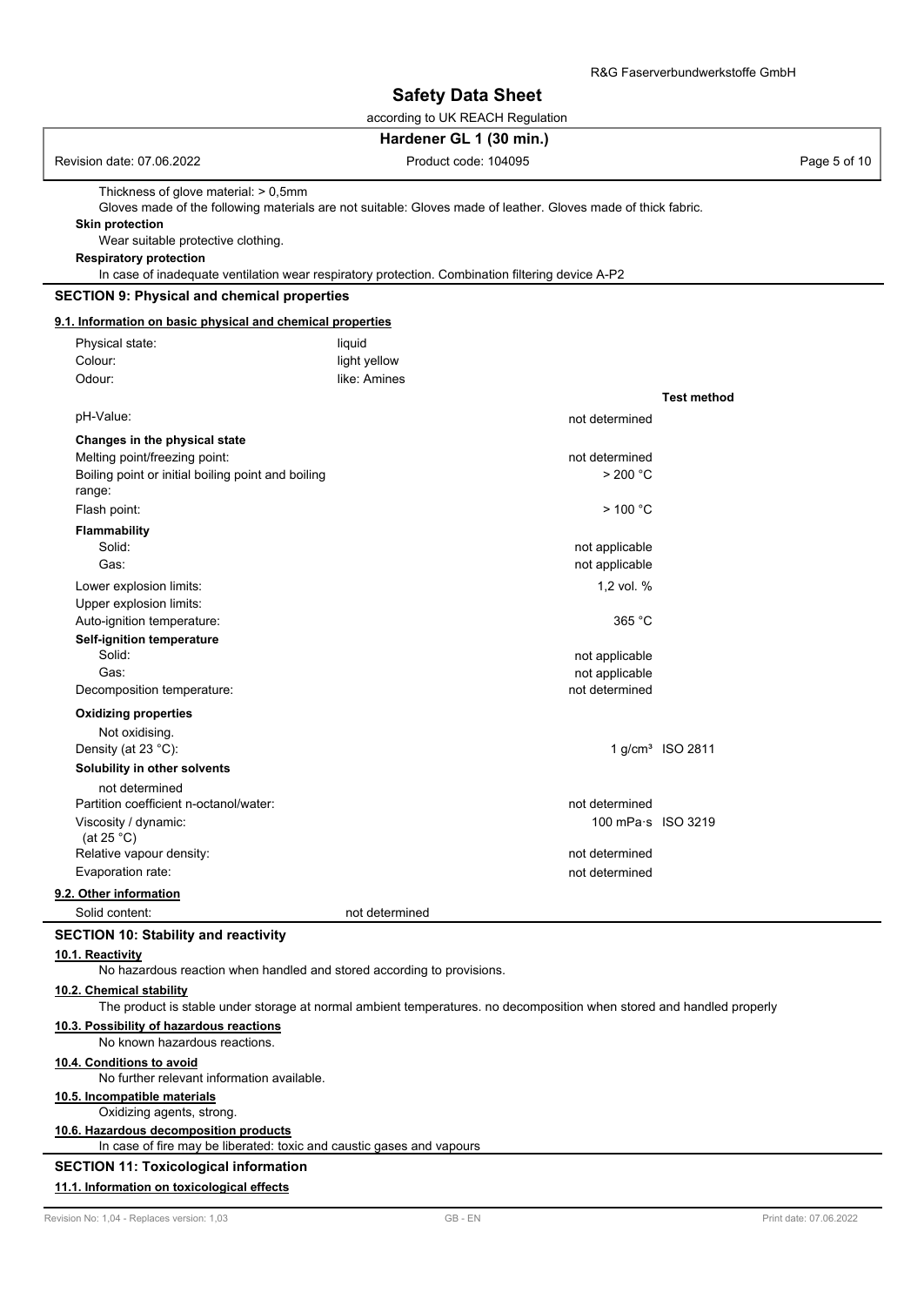Thickness of glove material: > 0,5mm

Gloves made of the following materials are not suitable: Gloves made of leather. Gloves made of thick fabric.

**Skin protection**

Wear suitable protective clothing.

**Respiratory protection**

In case of inadequate ventilation wear respiratory protection. Combination filtering device A-P2

## SECTION 9: Physical and chemical properties

### 9.1. Information on basic physical and chemical properties

| | | | Test method |
|---|---|---|---|
| Physical state: | liquid | | |
| Colour: | light yellow | | |
| Odour: | like: Amines | | |
| pH-Value: | | not determined | |
| **Changes in the physical state** | | | |
| Melting point/freezing point: | | not determined | |
| Boiling point or initial boiling point and boiling range: | | > 200 °C | |
| Flash point: | | > 100 °C | |
| **Flammability** | | | |
| Solid: | | not applicable | |
| Gas: | | not applicable | |
| Lower explosion limits: | | 1,2 vol. % | |
| Upper explosion limits: | | | |
| Auto-ignition temperature: | | 365 °C | |
| **Self-ignition temperature** | | | |
| Solid: | | not applicable | |
| Gas: | | not applicable | |
| Decomposition temperature: | | not determined | |
| **Oxidizing properties** | | | |
| Not oxidising. | | | |
| Density (at 23 °C): | | 1 g/cm³ | ISO 2811 |
| **Solubility in other solvents** | | | |
| not determined | | | |
| Partition coefficient n-octanol/water: | | not determined | |
| Viscosity / dynamic: (at 25 °C) | | 100 mPa·s | ISO 3219 |
| Relative vapour density: | | not determined | |
| Evaporation rate: | | not determined | |

### 9.2. Other information

| | |
|---|---|
| Solid content: | not determined |

## SECTION 10: Stability and reactivity

### 10.1. Reactivity

No hazardous reaction when handled and stored according to provisions.

### 10.2. Chemical stability

The product is stable under storage at normal ambient temperatures. no decomposition when stored and handled properly

### 10.3. Possibility of hazardous reactions

No known hazardous reactions.

### 10.4. Conditions to avoid

No further relevant information available.

### 10.5. Incompatible materials

Oxidizing agents, strong.

### 10.6. Hazardous decomposition products

In case of fire may be liberated: toxic and caustic gases and vapours

## SECTION 11: Toxicological information

### 11.1. Information on toxicological effects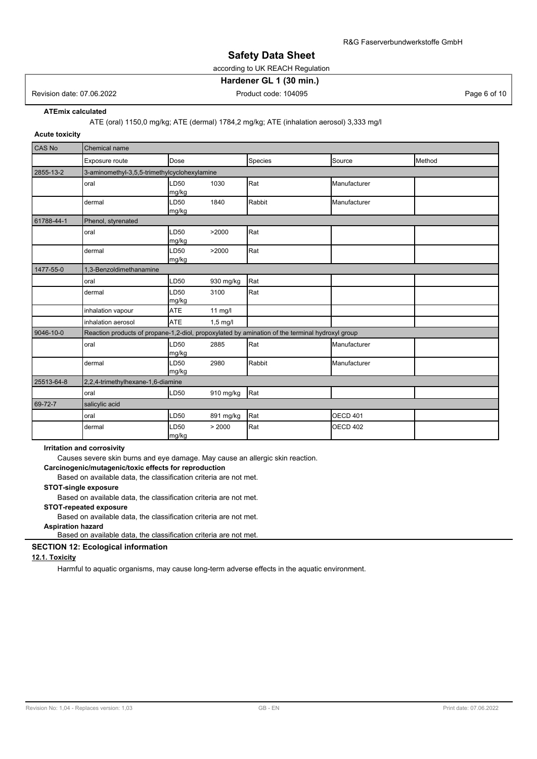**ATEmix calculated**

ATE (oral) 1150,0 mg/kg; ATE (dermal) 1784,2 mg/kg; ATE (inhalation aerosol) 3,333 mg/l

**Acute toxicity**

| CAS No | Chemical name | | | | | |
|---|---|---|---|---|---|---|
| | Exposure route | Dose | | Species | Source | Method |
| 2855-13-2 | 3-aminomethyl-3,5,5-trimethylcyclohexylamine | | | | | |
| | oral | LD50 mg/kg | 1030 | Rat | Manufacturer | |
| | dermal | LD50 mg/kg | 1840 | Rabbit | Manufacturer | |
| 61788-44-1 | Phenol, styrenated | | | | | |
| | oral | LD50 mg/kg | >2000 | Rat | | |
| | dermal | LD50 mg/kg | >2000 | Rat | | |
| 1477-55-0 | 1,3-Benzoldimethanamine | | | | | |
| | oral | LD50 | 930 mg/kg | Rat | | |
| | dermal | LD50 mg/kg | 3100 | Rat | | |
| | inhalation vapour | ATE | 11 mg/l | | | |
| | inhalation aerosol | ATE | 1,5 mg/l | | | |
| 9046-10-0 | Reaction products of propane-1,2-diol, propoxylated by amination of the terminal hydroxyl group | | | | | |
| | oral | LD50 mg/kg | 2885 | Rat | Manufacturer | |
| | dermal | LD50 mg/kg | 2980 | Rabbit | Manufacturer | |
| 25513-64-8 | 2,2,4-trimethylhexane-1,6-diamine | | | | | |
| | oral | LD50 | 910 mg/kg | Rat | | |
| 69-72-7 | salicylic acid | | | | | |
| | oral | LD50 | 891 mg/kg | Rat | OECD 401 | |
| | dermal | LD50 mg/kg | > 2000 | Rat | OECD 402 | |

**Irritation and corrosivity**

Causes severe skin burns and eye damage. May cause an allergic skin reaction.

**Carcinogenic/mutagenic/toxic effects for reproduction**

Based on available data, the classification criteria are not met.

**STOT-single exposure**

Based on available data, the classification criteria are not met.

**STOT-repeated exposure**

Based on available data, the classification criteria are not met.

**Aspiration hazard**

Based on available data, the classification criteria are not met.

## SECTION 12: Ecological information

### 12.1. Toxicity

Harmful to aquatic organisms, may cause long-term adverse effects in the aquatic environment.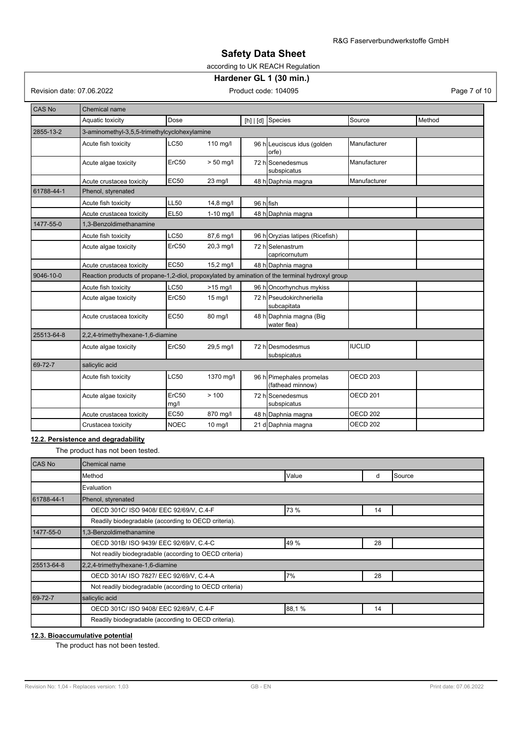| CAS No | Chemical name | | | | | | |
|---|---|---|---|---|---|---|---|
| | Aquatic toxicity | Dose | | [h] \| [d] | Species | Source | Method |
| 2855-13-2 | 3-aminomethyl-3,5,5-trimethylcyclohexylamine | | | | | | |
| | Acute fish toxicity | LC50 | 110 mg/l | 96 h | Leuciscus idus (golden orfe) | Manufacturer | |
| | Acute algae toxicity | ErC50 | > 50 mg/l | 72 h | Scenedesmus subspicatus | Manufacturer | |
| | Acute crustacea toxicity | EC50 | 23 mg/l | 48 h | Daphnia magna | Manufacturer | |
| 61788-44-1 | Phenol, styrenated | | | | | | |
| | Acute fish toxicity | LL50 | 14,8 mg/l | 96 h | fish | | |
| | Acute crustacea toxicity | EL50 | 1-10 mg/l | 48 h | Daphnia magna | | |
| 1477-55-0 | 1,3-Benzoldimethanamine | | | | | | |
| | Acute fish toxicity | LC50 | 87,6 mg/l | 96 h | Oryzias latipes (Ricefish) | | |
| | Acute algae toxicity | ErC50 | 20,3 mg/l | 72 h | Selenastrum capricornutum | | |
| | Acute crustacea toxicity | EC50 | 15,2 mg/l | 48 h | Daphnia magna | | |
| 9046-10-0 | Reaction products of propane-1,2-diol, propoxylated by amination of the terminal hydroxyl group | | | | | | |
| | Acute fish toxicity | LC50 | >15 mg/l | 96 h | Oncorhynchus mykiss | | |
| | Acute algae toxicity | ErC50 | 15 mg/l | 72 h | Pseudokirchneriella subcapitata | | |
| | Acute crustacea toxicity | EC50 | 80 mg/l | 48 h | Daphnia magna (Big water flea) | | |
| 25513-64-8 | 2,2,4-trimethylhexane-1,6-diamine | | | | | | |
| | Acute algae toxicity | ErC50 | 29,5 mg/l | 72 h | Desmodesmus subspicatus | IUCLID | |
| 69-72-7 | salicylic acid | | | | | | |
| | Acute fish toxicity | LC50 | 1370 mg/l | 96 h | Pimephales promelas (fathead minnow) | OECD 203 | |
| | Acute algae toxicity | ErC50 mg/l | > 100 | 72 h | Scenedesmus subspicatus | OECD 201 | |
| | Acute crustacea toxicity | EC50 | 870 mg/l | 48 h | Daphnia magna | OECD 202 | |
| | Crustacea toxicity | NOEC | 10 mg/l | 21 d | Daphnia magna | OECD 202 | |

### 12.2. Persistence and degradability

The product has not been tested.

| CAS No | Chemical name | | | |
|---|---|---|---|---|
| | Method | Value | d | Source |
| | Evaluation | | | |
| 61788-44-1 | Phenol, styrenated | | | |
| | OECD 301C/ ISO 9408/ EEC 92/69/V, C.4-F | 73 % | 14 | |
| | Readily biodegradable (according to OECD criteria). | | | |
| 1477-55-0 | 1,3-Benzoldimethanamine | | | |
| | OECD 301B/ ISO 9439/ EEC 92/69/V, C.4-C | 49 % | 28 | |
| | Not readily biodegradable (according to OECD criteria) | | | |
| 25513-64-8 | 2,2,4-trimethylhexane-1,6-diamine | | | |
| | OECD 301A/ ISO 7827/ EEC 92/69/V, C.4-A | 7% | 28 | |
| | Not readily biodegradable (according to OECD criteria) | | | |
| 69-72-7 | salicylic acid | | | |
| | OECD 301C/ ISO 9408/ EEC 92/69/V, C.4-F | 88,1 % | 14 | |
| | Readily biodegradable (according to OECD criteria). | | | |

### 12.3. Bioaccumulative potential

The product has not been tested.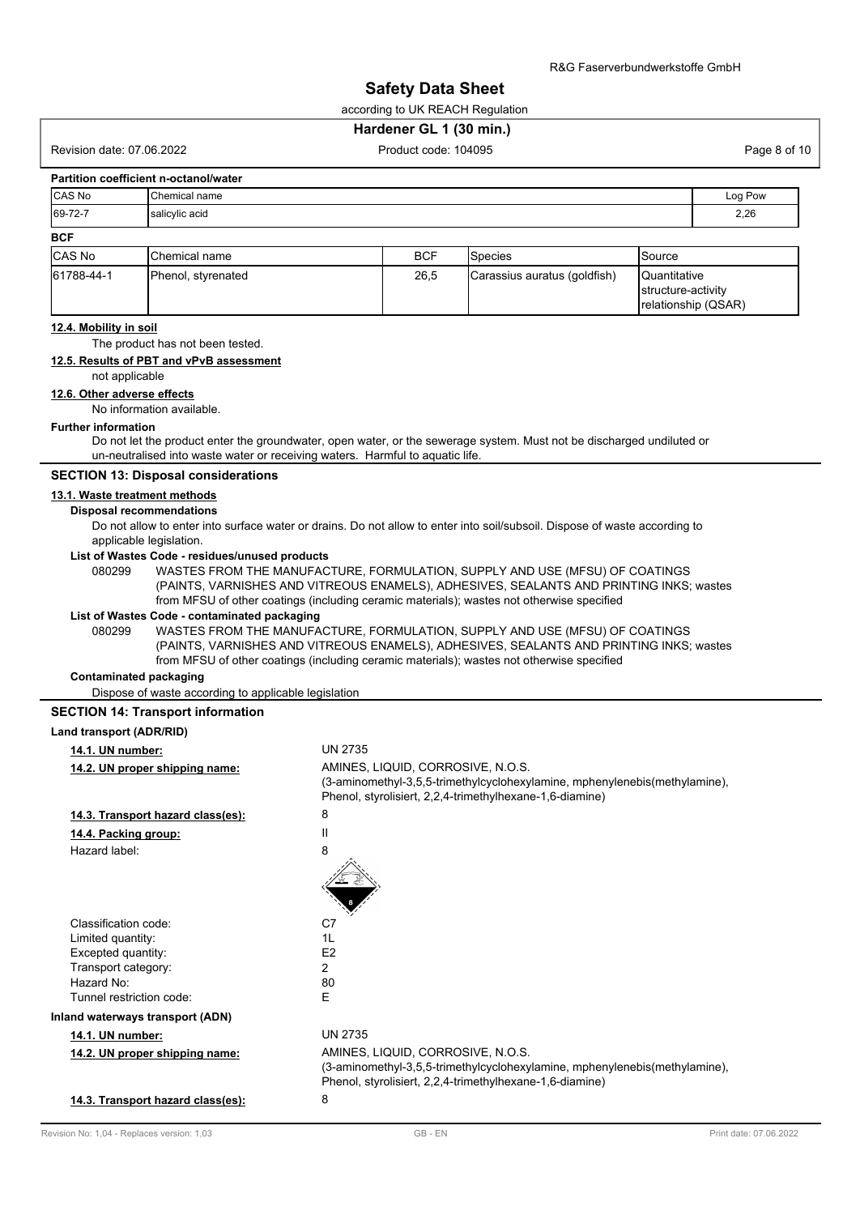**Partition coefficient n-octanol/water**

| CAS No | Chemical name | Log Pow |
|---|---|---|
| 69-72-7 | salicylic acid | 2,26 |

**BCF**

| CAS No | Chemical name | BCF | Species | Source |
|---|---|---|---|---|
| 61788-44-1 | Phenol, styrenated | 26,5 | Carassius auratus (goldfish) | Quantitative structure-activity relationship (QSAR) |

**12.4. Mobility in soil**

The product has not been tested.

**12.5. Results of PBT and vPvB assessment**

not applicable

**12.6. Other adverse effects**

No information available.

**Further information**

Do not let the product enter the groundwater, open water, or the sewerage system. Must not be discharged undiluted or un-neutralised into waste water or receiving waters. Harmful to aquatic life.

## SECTION 13: Disposal considerations

**13.1. Waste treatment methods**

**Disposal recommendations**

Do not allow to enter into surface water or drains. Do not allow to enter into soil/subsoil. Dispose of waste according to applicable legislation.

**List of Wastes Code - residues/unused products**

080299 WASTES FROM THE MANUFACTURE, FORMULATION, SUPPLY AND USE (MFSU) OF COATINGS (PAINTS, VARNISHES AND VITREOUS ENAMELS), ADHESIVES, SEALANTS AND PRINTING INKS; wastes from MFSU of other coatings (including ceramic materials); wastes not otherwise specified

**List of Wastes Code - contaminated packaging**

080299 WASTES FROM THE MANUFACTURE, FORMULATION, SUPPLY AND USE (MFSU) OF COATINGS (PAINTS, VARNISHES AND VITREOUS ENAMELS), ADHESIVES, SEALANTS AND PRINTING INKS; wastes from MFSU of other coatings (including ceramic materials); wastes not otherwise specified

**Contaminated packaging**

Dispose of waste according to applicable legislation

## SECTION 14: Transport information

**Land transport (ADR/RID)**

**14.1. UN number:** UN 2735

**14.2. UN proper shipping name:** AMINES, LIQUID, CORROSIVE, N.O.S. (3-aminomethyl-3,5,5-trimethylcyclohexylamine, mphenylenebis(methylamine), Phenol, styrolisiert, 2,2,4-trimethylhexane-1,6-diamine)

**14.3. Transport hazard class(es):** 8

**14.4. Packing group:** II

Hazard label: 8

Classification code: C7
Limited quantity: 1L
Excepted quantity: E2
Transport category: 2
Hazard No: 80
Tunnel restriction code: E

**Inland waterways transport (ADN)**

**14.1. UN number:** UN 2735

**14.2. UN proper shipping name:** AMINES, LIQUID, CORROSIVE, N.O.S. (3-aminomethyl-3,5,5-trimethylcyclohexylamine, mphenylenebis(methylamine), Phenol, styrolisiert, 2,2,4-trimethylhexane-1,6-diamine)

**14.3. Transport hazard class(es):** 8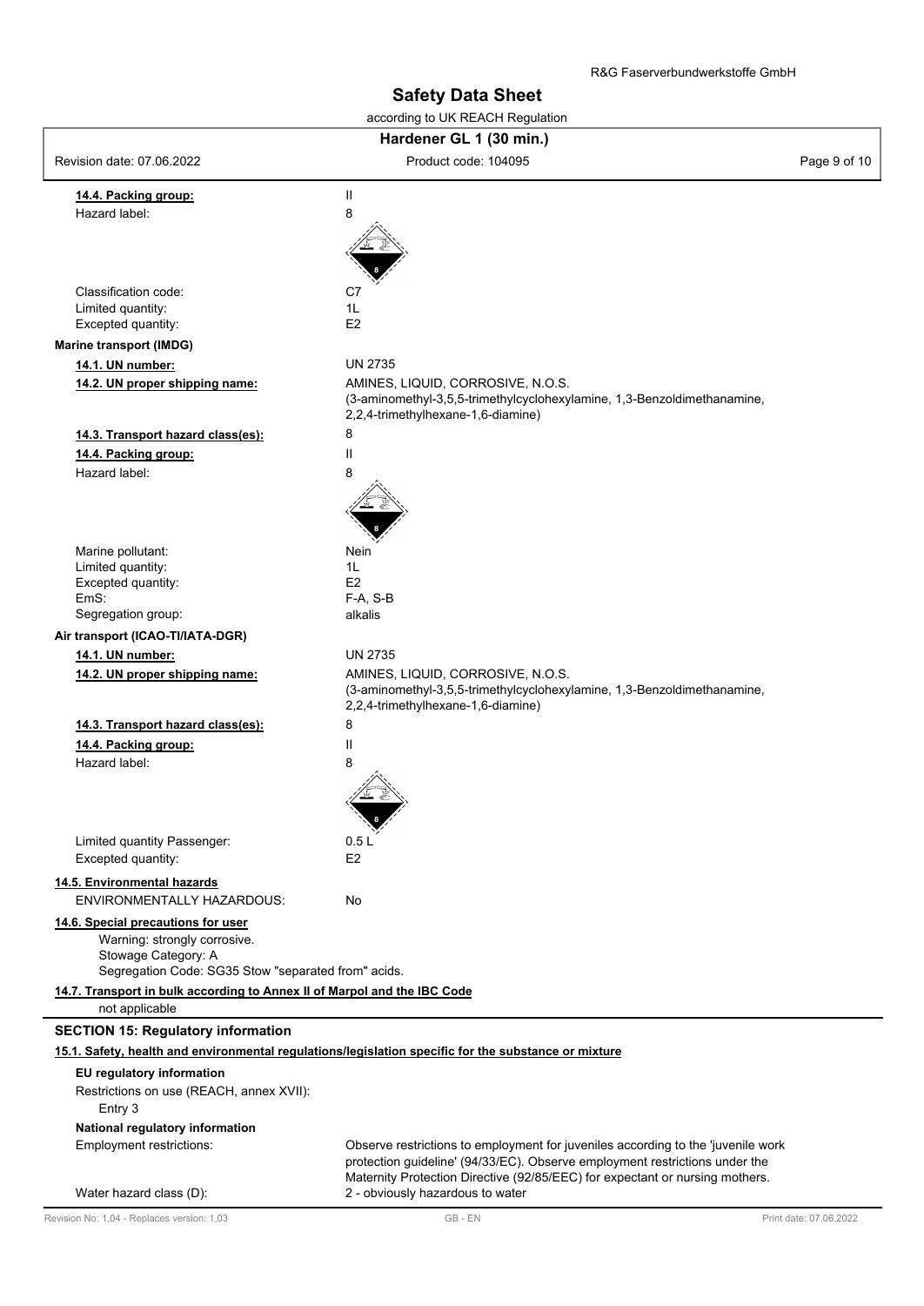**14.4. Packing group:** II

Hazard label: 8

Classification code: C7

Limited quantity: 1L

Excepted quantity: E2

**Marine transport (IMDG)**

**14.1. UN number:** UN 2735

**14.2. UN proper shipping name:** AMINES, LIQUID, CORROSIVE, N.O.S. (3-aminomethyl-3,5,5-trimethylcyclohexylamine, 1,3-Benzoldimethanamine, 2,2,4-trimethylhexane-1,6-diamine)

**14.3. Transport hazard class(es):** 8

**14.4. Packing group:** II

Hazard label: 8

Marine pollutant: Nein

Limited quantity: 1L

Excepted quantity: E2

EmS: F-A, S-B

Segregation group: alkalis

**Air transport (ICAO-TI/IATA-DGR)**

**14.1. UN number:** UN 2735

**14.2. UN proper shipping name:** AMINES, LIQUID, CORROSIVE, N.O.S. (3-aminomethyl-3,5,5-trimethylcyclohexylamine, 1,3-Benzoldimethanamine, 2,2,4-trimethylhexane-1,6-diamine)

**14.3. Transport hazard class(es):** 8

**14.4. Packing group:** II

Hazard label: 8

Limited quantity Passenger: 0.5 L

Excepted quantity: E2

**14.5. Environmental hazards**

ENVIRONMENTALLY HAZARDOUS: No

**14.6. Special precautions for user**

Warning: strongly corrosive.
Stowage Category: A
Segregation Code: SG35 Stow "separated from" acids.

**14.7. Transport in bulk according to Annex II of Marpol and the IBC Code**

not applicable

## SECTION 15: Regulatory information

**15.1. Safety, health and environmental regulations/legislation specific for the substance or mixture**

**EU regulatory information**

Restrictions on use (REACH, annex XVII):
Entry 3

**National regulatory information**

Employment restrictions: Observe restrictions to employment for juveniles according to the 'juvenile work protection guideline' (94/33/EC). Observe employment restrictions under the Maternity Protection Directive (92/85/EEC) for expectant or nursing mothers.

Water hazard class (D): 2 - obviously hazardous to water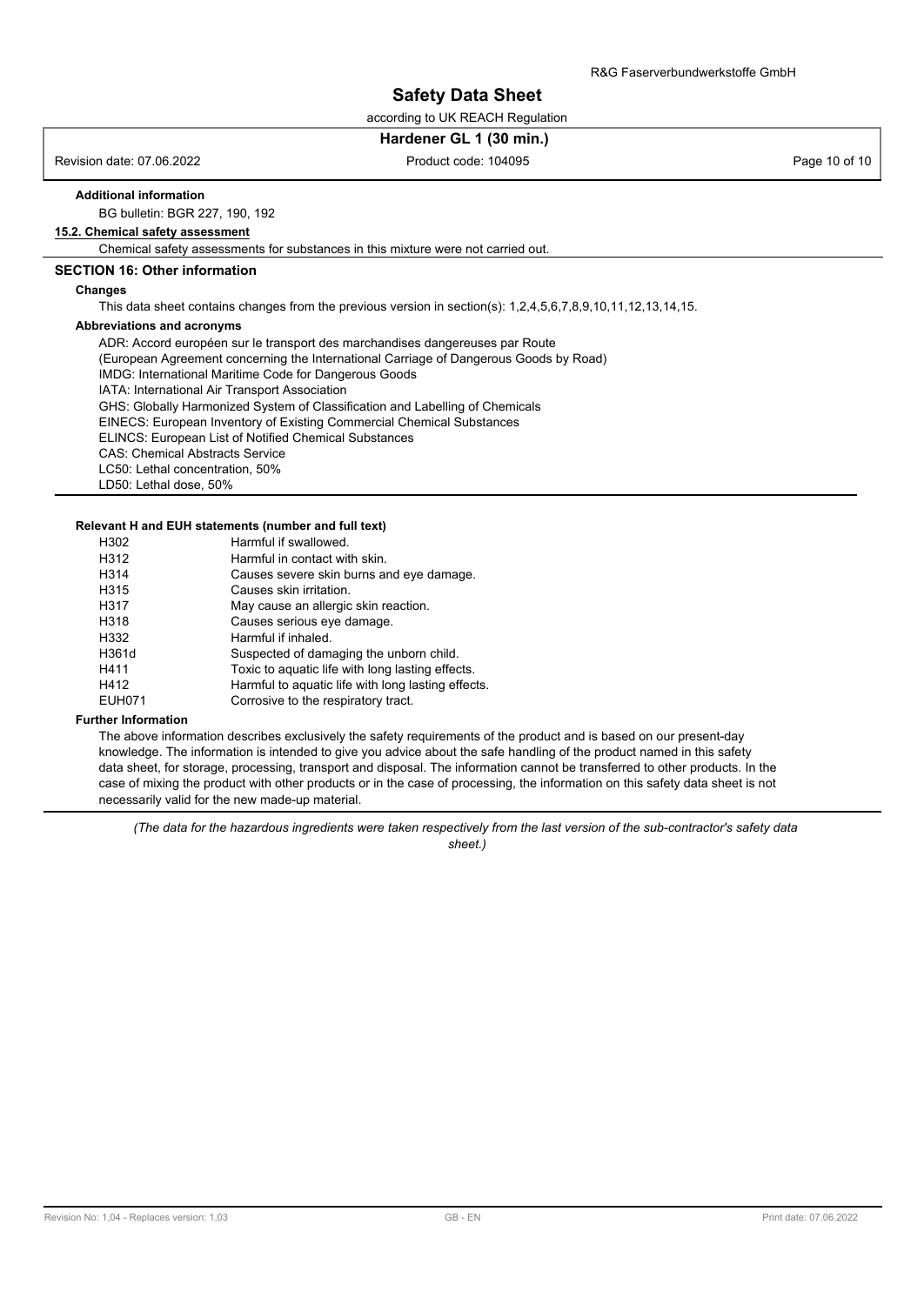**Additional information**

BG bulletin: BGR 227, 190, 192

**15.2. Chemical safety assessment**

Chemical safety assessments for substances in this mixture were not carried out.

## SECTION 16: Other information

**Changes**

This data sheet contains changes from the previous version in section(s): 1,2,4,5,6,7,8,9,10,11,12,13,14,15.

**Abbreviations and acronyms**

ADR: Accord européen sur le transport des marchandises dangereuses par Route
(European Agreement concerning the International Carriage of Dangerous Goods by Road)
IMDG: International Maritime Code for Dangerous Goods
IATA: International Air Transport Association
GHS: Globally Harmonized System of Classification and Labelling of Chemicals
EINECS: European Inventory of Existing Commercial Chemical Substances
ELINCS: European List of Notified Chemical Substances
CAS: Chemical Abstracts Service
LC50: Lethal concentration, 50%
LD50: Lethal dose, 50%

**Relevant H and EUH statements (number and full text)**

| | |
|---|---|
| H302 | Harmful if swallowed. |
| H312 | Harmful in contact with skin. |
| H314 | Causes severe skin burns and eye damage. |
| H315 | Causes skin irritation. |
| H317 | May cause an allergic skin reaction. |
| H318 | Causes serious eye damage. |
| H332 | Harmful if inhaled. |
| H361d | Suspected of damaging the unborn child. |
| H411 | Toxic to aquatic life with long lasting effects. |
| H412 | Harmful to aquatic life with long lasting effects. |
| EUH071 | Corrosive to the respiratory tract. |

**Further Information**

The above information describes exclusively the safety requirements of the product and is based on our present-day knowledge. The information is intended to give you advice about the safe handling of the product named in this safety data sheet, for storage, processing, transport and disposal. The information cannot be transferred to other products. In the case of mixing the product with other products or in the case of processing, the information on this safety data sheet is not necessarily valid for the new made-up material.

*(The data for the hazardous ingredients were taken respectively from the last version of the sub-contractor's safety data sheet.)*